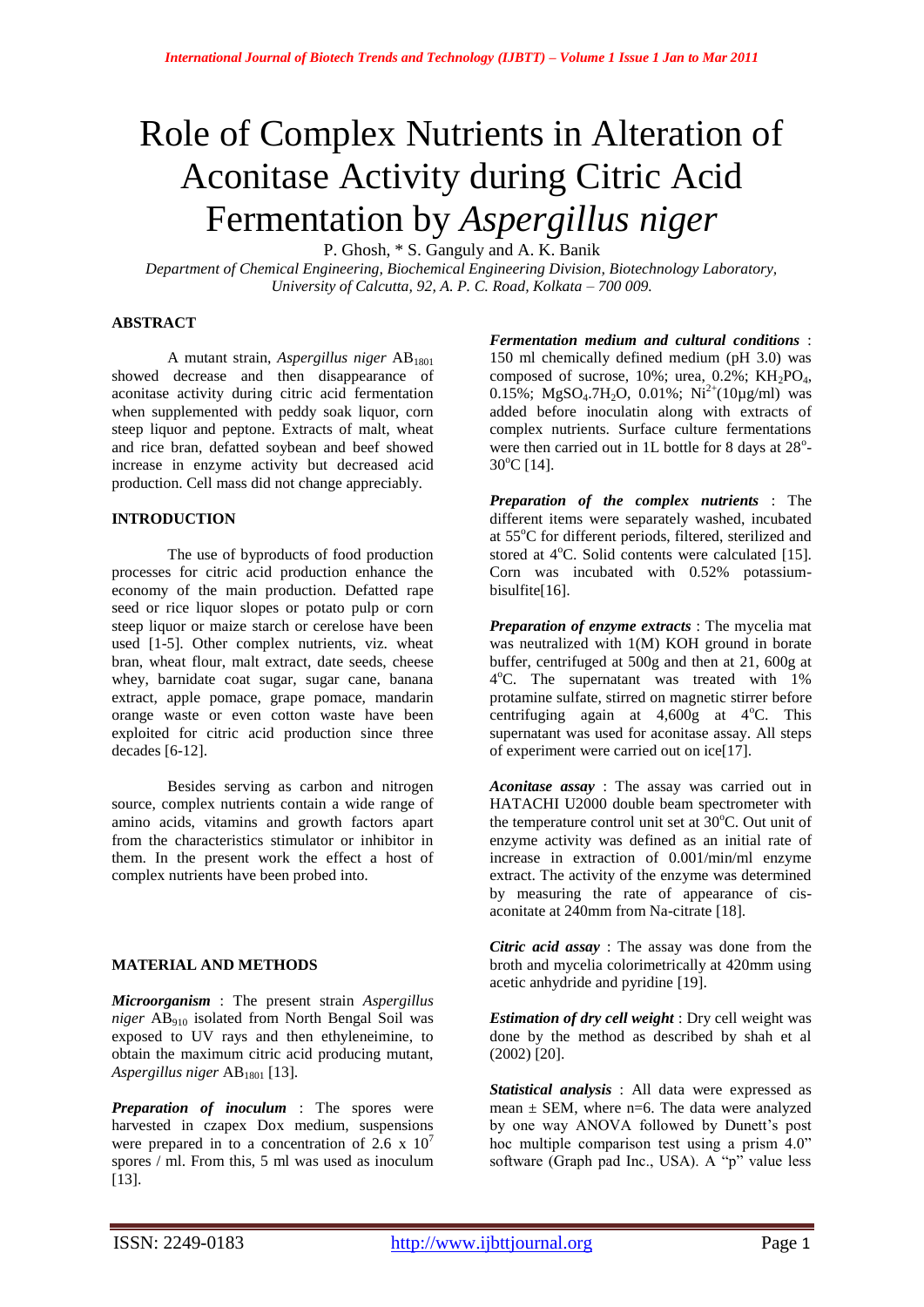# Role of Complex Nutrients in Alteration of Aconitase Activity during Citric Acid Fermentation by *Aspergillus niger*

P. Ghosh, * S. Ganguly and A. K. Banik

*Department of Chemical Engineering, Biochemical Engineering Division, Biotechnology Laboratory, University of Calcutta, 92, A. P. C. Road, Kolkata – 700 009.*

## ABSTRACT

A mutant strain, *Aspergillus niger* $AB_{1801}$ showed decrease and then disappearance of aconitase activity during citric acid fermentation when supplemented with peddy soak liquor, corn steep liquor and peptone. Extracts of malt, wheat and rice bran, defatted soybean and beef showed increase in enzyme activity but decreased acid production. Cell mass did not change appreciably.

## INTRODUCTION

The use of byproducts of food production processes for citric acid production enhance the economy of the main production. Defatted rape seed or rice liquor slopes or potato pulp or corn steep liquor or maize starch or cerelose have been used [1-5]. Other complex nutrients, viz. wheat bran, wheat flour, malt extract, date seeds, cheese whey, barnidate coat sugar, sugar cane, banana extract, apple pomace, grape pomace, mandarin orange waste or even cotton waste have been exploited for citric acid production since three decades [6-12].

Besides serving as carbon and nitrogen source, complex nutrients contain a wide range of amino acids, vitamins and growth factors apart from the characteristics stimulator or inhibitor in them. In the present work the effect a host of complex nutrients have been probed into.

## MATERIAL AND METHODS

***Microorganism*** : The present strain *Aspergillus niger* $AB_{910}$ isolated from North Bengal Soil was exposed to UV rays and then ethyleneimine, to obtain the maximum citric acid producing mutant, *Aspergillus niger* $AB_{1801}$ [13].

***Preparation of inoculum*** : The spores were harvested in czapex Dox medium, suspensions were prepared in to a concentration of $2.6 \times 10^7$ spores / ml. From this, 5 ml was used as inoculum [13].

***Fermentation medium and cultural conditions*** : 150 ml chemically defined medium (pH 3.0) was composed of sucrose, 10%; urea, 0.2%; $KH_2PO_4$, 0.15%; $MgSO_4.7H_2O$, 0.01%; $Ni^{2+}$(10µg/ml) was added before inoculatin along with extracts of complex nutrients. Surface culture fermentations were then carried out in 1L bottle for 8 days at 28°-30°C [14].

***Preparation of the complex nutrients*** : The different items were separately washed, incubated at 55°C for different periods, filtered, sterilized and stored at 4°C. Solid contents were calculated [15]. Corn was incubated with 0.52% potassium-bisulfite[16].

***Preparation of enzyme extracts*** : The mycelia mat was neutralized with 1(M) KOH ground in borate buffer, centrifuged at 500g and then at 21, 600g at 4°C. The supernatant was treated with 1% protamine sulfate, stirred on magnetic stirrer before centrifuging again at 4,600g at 4°C. This supernatant was used for aconitase assay. All steps of experiment were carried out on ice[17].

***Aconitase assay*** : The assay was carried out in HATACHI U2000 double beam spectrometer with the temperature control unit set at 30°C. Out unit of enzyme activity was defined as an initial rate of increase in extraction of 0.001/min/ml enzyme extract. The activity of the enzyme was determined by measuring the rate of appearance of cis-aconitate at 240mm from Na-citrate [18].

***Citric acid assay*** : The assay was done from the broth and mycelia colorimetrically at 420mm using acetic anhydride and pyridine [19].

***Estimation of dry cell weight*** : Dry cell weight was done by the method as described by shah et al (2002) [20].

***Statistical analysis*** : All data were expressed as mean ± SEM, where n=6. The data were analyzed by one way ANOVA followed by Dunett's post hoc multiple comparison test using a prism 4.0" software (Graph pad Inc., USA). A "p" value less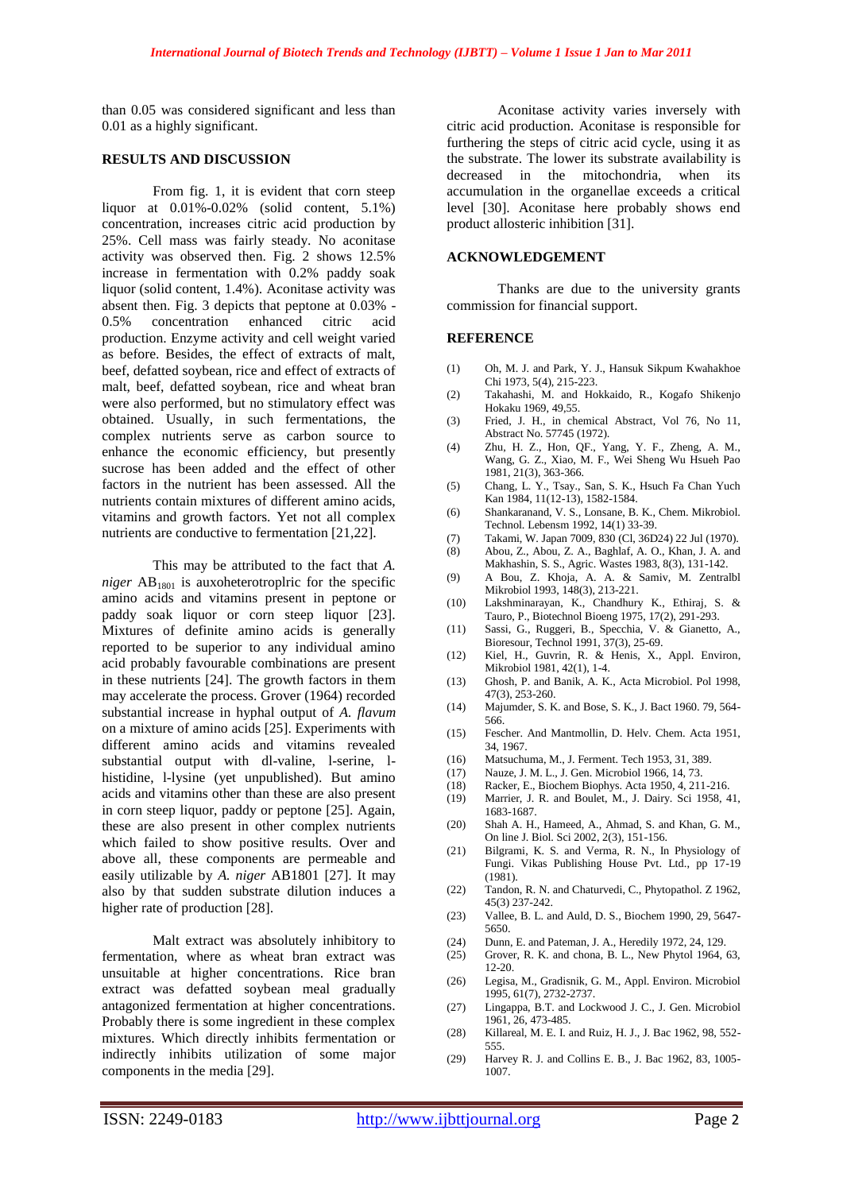than 0.05 was considered significant and less than 0.01 as a highly significant.

## RESULTS AND DISCUSSION

From fig. 1, it is evident that corn steep liquor at 0.01%-0.02% (solid content, 5.1%) concentration, increases citric acid production by 25%. Cell mass was fairly steady. No aconitase activity was observed then. Fig. 2 shows 12.5% increase in fermentation with 0.2% paddy soak liquor (solid content, 1.4%). Aconitase activity was absent then. Fig. 3 depicts that peptone at 0.03% - 0.5% concentration enhanced citric acid production. Enzyme activity and cell weight varied as before. Besides, the effect of extracts of malt, beef, defatted soybean, rice and effect of extracts of malt, beef, defatted soybean, rice and wheat bran were also performed, but no stimulatory effect was obtained. Usually, in such fermentations, the complex nutrients serve as carbon source to enhance the economic efficiency, but presently sucrose has been added and the effect of other factors in the nutrient has been assessed. All the nutrients contain mixtures of different amino acids, vitamins and growth factors. Yet not all complex nutrients are conductive to fermentation [21,22].

This may be attributed to the fact that *A. niger* $AB_{1801}$ is auxoheterotroplric for the specific amino acids and vitamins present in peptone or paddy soak liquor or corn steep liquor [23]. Mixtures of definite amino acids is generally reported to be superior to any individual amino acid probably favourable combinations are present in these nutrients [24]. The growth factors in them may accelerate the process. Grover (1964) recorded substantial increase in hyphal output of *A. flavum* on a mixture of amino acids [25]. Experiments with different amino acids and vitamins revealed substantial output with dl-valine, l-serine, l-histidine, l-lysine (yet unpublished). But amino acids and vitamins other than these are also present in corn steep liquor, paddy or peptone [25]. Again, these are also present in other complex nutrients which failed to show positive results. Over and above all, these components are permeable and easily utilizable by *A. niger* AB1801 [27]. It may also by that sudden substrate dilution induces a higher rate of production [28].

Malt extract was absolutely inhibitory to fermentation, where as wheat bran extract was unsuitable at higher concentrations. Rice bran extract was defatted soybean meal gradually antagonized fermentation at higher concentrations. Probably there is some ingredient in these complex mixtures. Which directly inhibits fermentation or indirectly inhibits utilization of some major components in the media [29].

Aconitase activity varies inversely with citric acid production. Aconitase is responsible for furthering the steps of citric acid cycle, using it as the substrate. The lower its substrate availability is decreased in the mitochondria, when its accumulation in the organellae exceeds a critical level [30]. Aconitase here probably shows end product allosteric inhibition [31].

## ACKNOWLEDGEMENT

Thanks are due to the university grants commission for financial support.

## REFERENCE

(1) Oh, M. J. and Park, Y. J., Hansuk Sikpum Kwahakhoe Chi 1973, 5(4), 215-223.

(2) Takahashi, M. and Hokkaido, R., Kogafo Shikenjo Hokaku 1969, 49,55.

(3) Fried, J. H., in chemical Abstract, Vol 76, No 11, Abstract No. 57745 (1972).

(4) Zhu, H. Z., Hon, QF., Yang, Y. F., Zheng, A. M., Wang, G. Z., Xiao, M. F., Wei Sheng Wu Hsueh Pao 1981, 21(3), 363-366.

(5) Chang, L. Y., Tsay., San, S. K., Hsuch Fa Chan Yuch Kan 1984, 11(12-13), 1582-1584.

(6) Shankaranand, V. S., Lonsane, B. K., Chem. Mikrobiol. Technol. Lebensm 1992, 14(1) 33-39.

(7) Takami, W. Japan 7009, 830 (Cl, 36D24) 22 Jul (1970).

(8) Abou, Z., Abou, Z. A., Baghlaf, A. O., Khan, J. A. and Makhashin, S. S., Agric. Wastes 1983, 8(3), 131-142.

(9) A Bou, Z. Khoja, A. A. & Samiv, M. Zentralbl Mikrobiol 1993, 148(3), 213-221.

(10) Lakshminarayan, K., Chandhury K., Ethiraj, S. & Tauro, P., Biotechnol Bioeng 1975, 17(2), 291-293.

(11) Sassi, G., Ruggeri, B., Specchia, V. & Gianetto, A., Bioresour, Technol 1991, 37(3), 25-69.

(12) Kiel, H., Guvrin, R. & Henis, X., Appl. Environ, Mikrobiol 1981, 42(1), 1-4.

(13) Ghosh, P. and Banik, A. K., Acta Microbiol. Pol 1998, 47(3), 253-260.

(14) Majumder, S. K. and Bose, S. K., J. Bact 1960. 79, 564-566.

(15) Fescher. And Mantmollin, D. Helv. Chem. Acta 1951, 34, 1967.

(16) Matsuchuma, M., J. Ferment. Tech 1953, 31, 389.

(17) Nauze, J. M. L., J. Gen. Microbiol 1966, 14, 73.

(18) Racker, E., Biochem Biophys. Acta 1950, 4, 211-216.

(19) Marrier, J. R. and Boulet, M., J. Dairy. Sci 1958, 41, 1683-1687.

(20) Shah A. H., Hameed, A., Ahmad, S. and Khan, G. M., On line J. Biol. Sci 2002, 2(3), 151-156.

(21) Bilgrami, K. S. and Verma, R. N., In Physiology of Fungi. Vikas Publishing House Pvt. Ltd., pp 17-19 (1981).

(22) Tandon, R. N. and Chaturvedi, C., Phytopathol. Z 1962, 45(3) 237-242.

(23) Vallee, B. L. and Auld, D. S., Biochem 1990, 29, 5647-5650.

(24) Dunn, E. and Pateman, J. A., Heredily 1972, 24, 129.

(25) Grover, R. K. and chona, B. L., New Phytol 1964, 63, 12-20.

(26) Legisa, M., Gradisnik, G. M., Appl. Environ. Microbiol 1995, 61(7), 2732-2737.

(27) Lingappa, B.T. and Lockwood J. C., J. Gen. Microbiol 1961, 26, 473-485.

(28) Killareal, M. E. I. and Ruiz, H. J., J. Bac 1962, 98, 552-555.

(29) Harvey R. J. and Collins E. B., J. Bac 1962, 83, 1005-1007.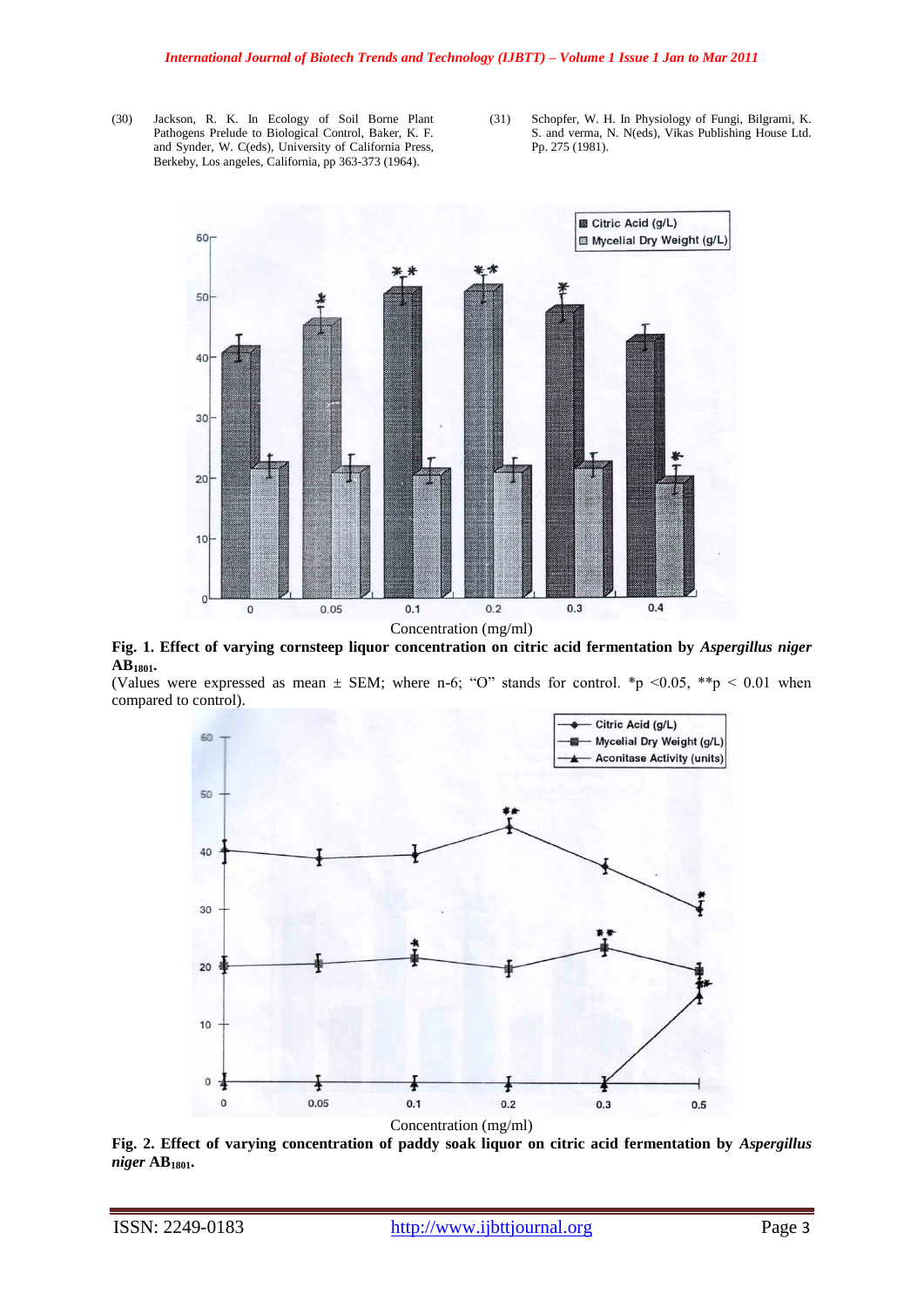(30) Jackson, R. K. In Ecology of Soil Borne Plant Pathogens Prelude to Biological Control, Baker, K. F. and Synder, W. C(eds), University of California Press, Berkeby, Los angeles, California, pp 363-373 (1964).

(31) Schopfer, W. H. In Physiology of Fungi, Bilgrami, K. S. and verma, N. N(eds), Vikas Publishing House Ltd. Pp. 275 (1981).

**Fig. 1. Effect of varying cornsteep liquor concentration on citric acid fermentation by *Aspergillus niger* AB$_{1801}$.**

(Values were expressed as mean ± SEM; where n-6; "O" stands for control. *p <0.05, **p < 0.01 when compared to control).

**Fig. 2. Effect of varying concentration of paddy soak liquor on citric acid fermentation by *Aspergillus niger* AB$_{1801}$.**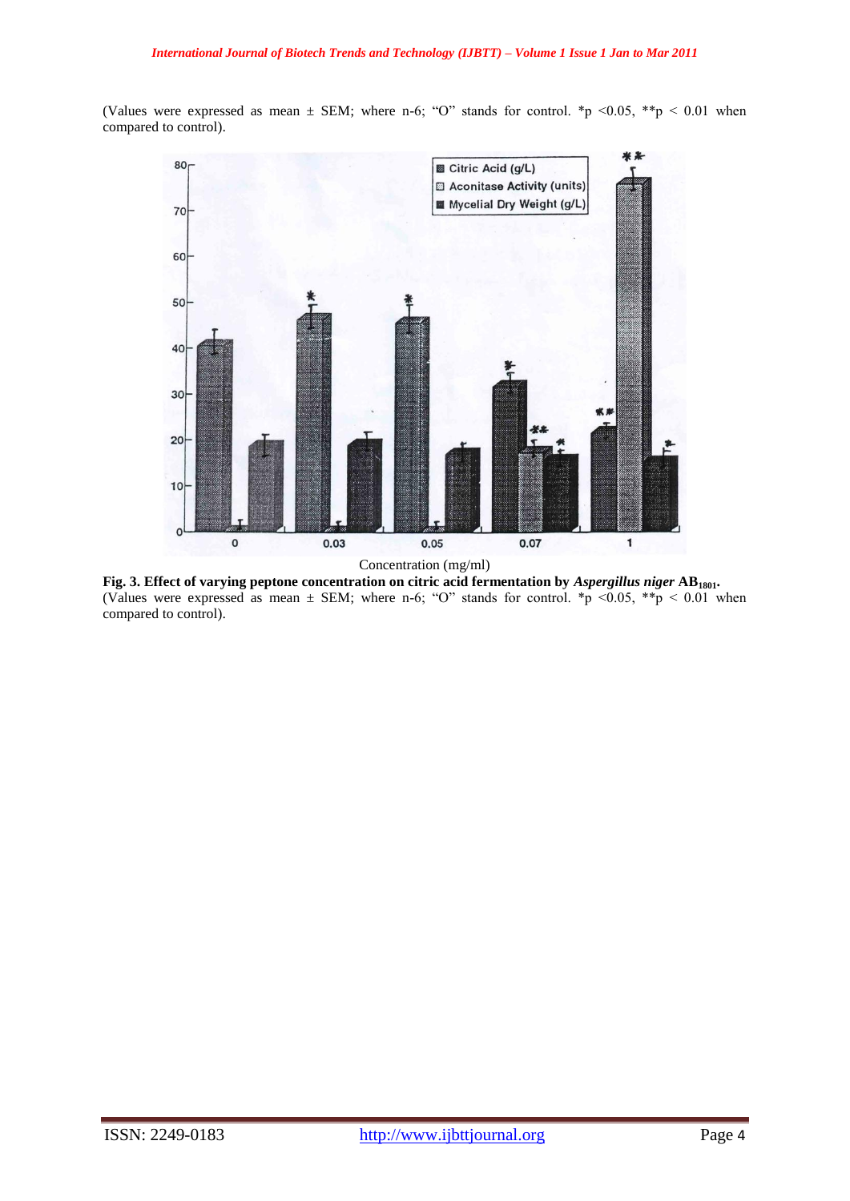(Values were expressed as mean ± SEM; where n-6; "O" stands for control. *p <0.05, **p < 0.01 when compared to control).

Citric Acid (g/L)
Aconitase Activity (units)
Mycelial Dry Weight (g/L)

80
70
60
50
40
30
20
10
0

0
0.03
0.05
0.07
1

Concentration (mg/ml)

**Fig. 3. Effect of varying peptone concentration on citric acid fermentation by *Aspergillus niger* AB$_{1801}$.**
(Values were expressed as mean ± SEM; where n-6; "O" stands for control. *p <0.05, **p < 0.01 when compared to control).